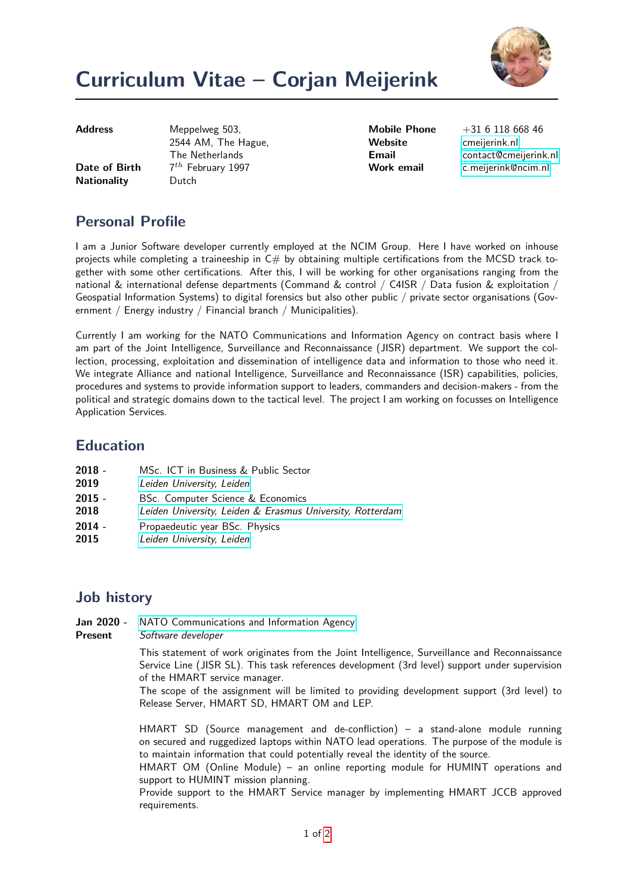# Curriculum Vitae – Corjan Meijerink

| | | | |
|---|---|---|---|
| **Address** | Meppelweg 503, 2544 AM, The Hague, The Netherlands | **Mobile Phone** | +31 6 118 668 46 |
| **Date of Birth** | $7^{th}$ February 1997 | **Website** | cmeijerink.nl |
| **Nationality** | Dutch | **Email** | contact@cmeijerink.nl |
| | | **Work email** | c.meijerink@ncim.nl |

## Personal Profile

I am a Junior Software developer currently employed at the NCIM Group. Here I have worked on inhouse projects while completing a traineeship in C# by obtaining multiple certifications from the MCSD track together with some other certifications. After this, I will be working for other organisations ranging from the national & international defense departments (Command & control / C4ISR / Data fusion & exploitation / Geospatial Information Systems) to digital forensics but also other public / private sector organisations (Government / Energy industry / Financial branch / Municipalities).

Currently I am working for the NATO Communications and Information Agency on contract basis where I am part of the Joint Intelligence, Surveillance and Reconnaissance (JISR) department. We support the collection, processing, exploitation and dissemination of intelligence data and information to those who need it. We integrate Alliance and national Intelligence, Surveillance and Reconnaissance (ISR) capabilities, policies, procedures and systems to provide information support to leaders, commanders and decision-makers - from the political and strategic domains down to the tactical level. The project I am working on focusses on Intelligence Application Services.

## Education

**2018 - 2019** MSc. ICT in Business & Public Sector
*Leiden University, Leiden*

**2015 - 2018** BSc. Computer Science & Economics
*Leiden University, Leiden & Erasmus University, Rotterdam*

**2014 - 2015** Propaedeutic year BSc. Physics
*Leiden University, Leiden*

## Job history

**Jan 2020 - Present** NATO Communications and Information Agency
*Software developer*

This statement of work originates from the Joint Intelligence, Surveillance and Reconnaissance Service Line (JISR SL). This task references development (3rd level) support under supervision of the HMART service manager.
The scope of the assignment will be limited to providing development support (3rd level) to Release Server, HMART SD, HMART OM and LEP.

HMART SD (Source management and de-confliction) – a stand-alone module running on secured and ruggedized laptops within NATO lead operations. The purpose of the module is to maintain information that could potentially reveal the identity of the source.
HMART OM (Online Module) – an online reporting module for HUMINT operations and support to HUMINT mission planning.
Provide support to the HMART Service manager by implementing HMART JCCB approved requirements.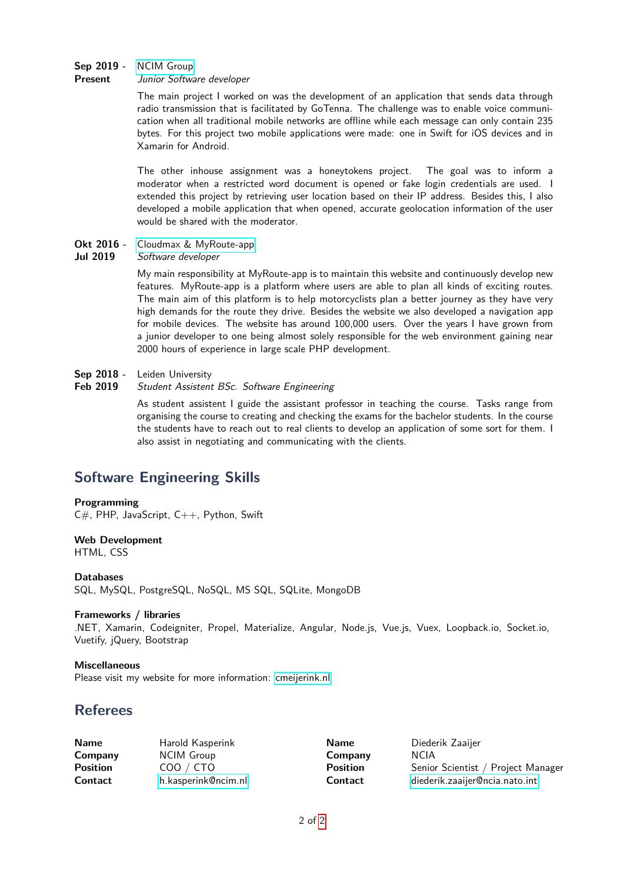**Sep 2019 - Present** NCIM Group
*Junior Software developer*

The main project I worked on was the development of an application that sends data through radio transmission that is facilitated by GoTenna. The challenge was to enable voice communication when all traditional mobile networks are offline while each message can only contain 235 bytes. For this project two mobile applications were made: one in Swift for iOS devices and in Xamarin for Android.

The other inhouse assignment was a honeytokens project. The goal was to inform a moderator when a restricted word document is opened or fake login credentials are used. I extended this project by retrieving user location based on their IP address. Besides this, I also developed a mobile application that when opened, accurate geolocation information of the user would be shared with the moderator.

**Okt 2016 - Jul 2019** Cloudmax & MyRoute-app
*Software developer*

My main responsibility at MyRoute-app is to maintain this website and continuously develop new features. MyRoute-app is a platform where users are able to plan all kinds of exciting routes. The main aim of this platform is to help motorcyclists plan a better journey as they have very high demands for the route they drive. Besides the website we also developed a navigation app for mobile devices. The website has around 100,000 users. Over the years I have grown from a junior developer to one being almost solely responsible for the web environment gaining near 2000 hours of experience in large scale PHP development.

**Sep 2018 - Feb 2019** Leiden University
*Student Assistent BSc. Software Engineering*

As student assistent I guide the assistant professor in teaching the course. Tasks range from organising the course to creating and checking the exams for the bachelor students. In the course the students have to reach out to real clients to develop an application of some sort for them. I also assist in negotiating and communicating with the clients.

## Software Engineering Skills

**Programming**
C#, PHP, JavaScript, C++, Python, Swift

**Web Development**
HTML, CSS

**Databases**
SQL, MySQL, PostgreSQL, NoSQL, MS SQL, SQLite, MongoDB

**Frameworks / libraries**
.NET, Xamarin, Codeigniter, Propel, Materialize, Angular, Node.js, Vue.js, Vuex, Loopback.io, Socket.io, Vuetify, jQuery, Bootstrap

**Miscellaneous**
Please visit my website for more information: cmeijerink.nl

## Referees

| | |
|---|---|
| **Name** | Harold Kasperink |
| **Company** | NCIM Group |
| **Position** | COO / CTO |
| **Contact** | h.kasperink@ncim.nl |

| | |
|---|---|
| **Name** | Diederik Zaaijer |
| **Company** | NCIA |
| **Position** | Senior Scientist / Project Manager |
| **Contact** | diederik.zaaijer@ncia.nato.int |